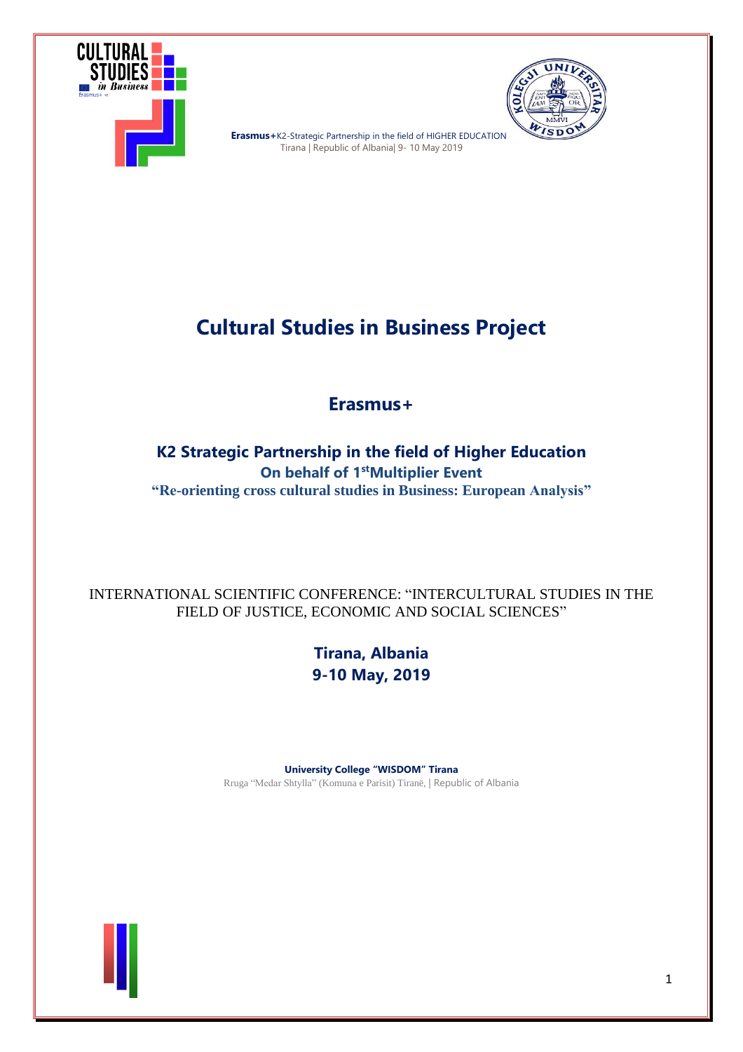**Erasmus+**K2-Strategic Partnership in the field of HIGHER EDUCATION
Tirana | Republic of Albania| 9- 10 May 2019

# Cultural Studies in Business Project

## Erasmus+

### K2 Strategic Partnership in the field of Higher Education

**On behalf of 1st Multiplier Event**

**"Re-orienting cross cultural studies in Business: European Analysis"**

INTERNATIONAL SCIENTIFIC CONFERENCE: "INTERCULTURAL STUDIES IN THE FIELD OF JUSTICE, ECONOMIC AND SOCIAL SCIENCES"

**Tirana, Albania**
**9-10 May, 2019**

**University College "WISDOM" Tirana**
Rruga "Medar Shtylla" (Komuna e Parisit) Tiranë, | Republic of Albania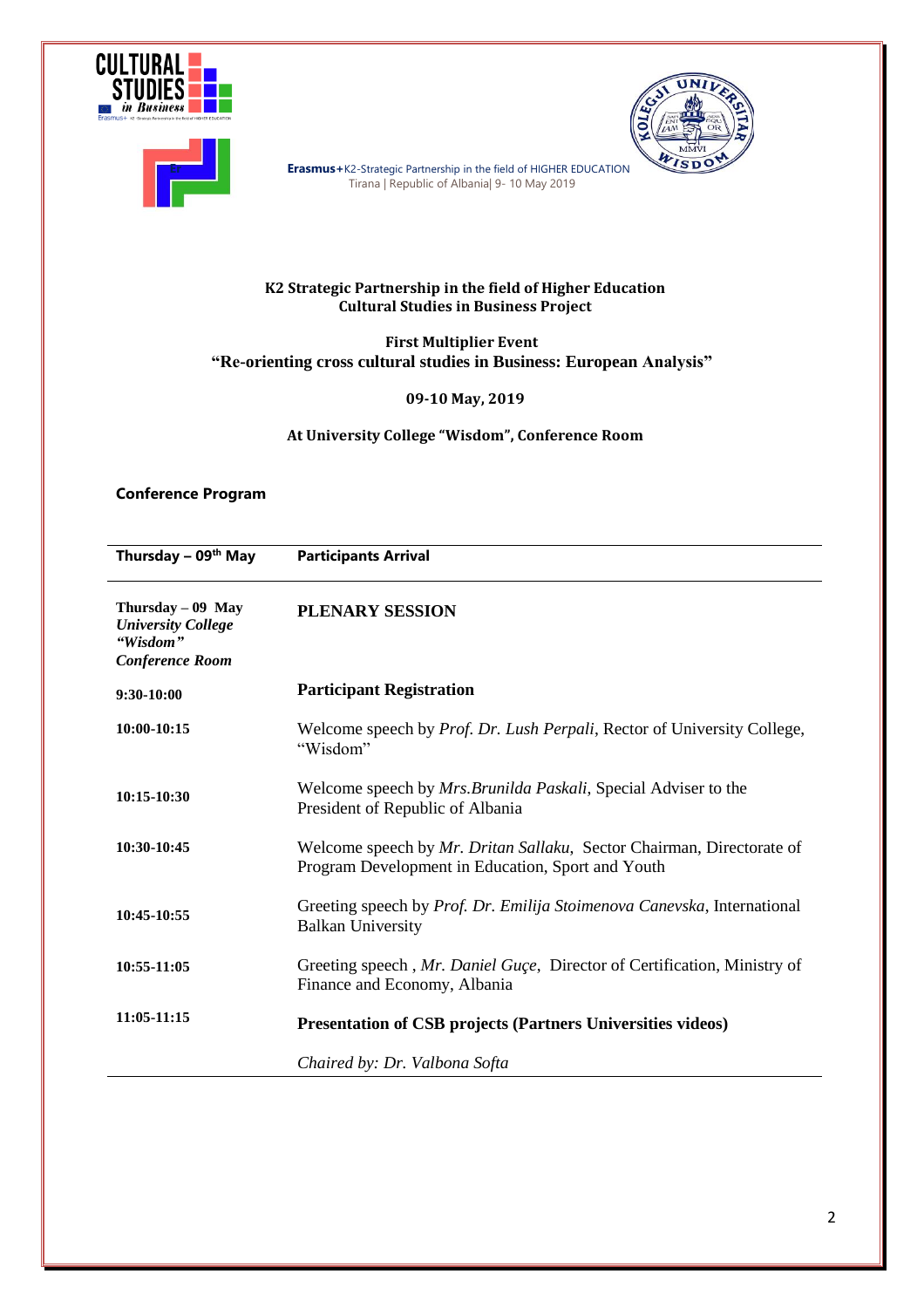**Erasmus+**K2-Strategic Partnership in the field of HIGHER EDUCATION
Tirana | Republic of Albania| 9- 10 May 2019

**K2 Strategic Partnership in the field of Higher Education**
**Cultural Studies in Business Project**

**First Multiplier Event**
**"Re-orienting cross cultural studies in Business: European Analysis"**

**09-10 May, 2019**

**At University College "Wisdom", Conference Room**

**Conference Program**

| **Thursday – 09th May** | **Participants Arrival** |
|---|---|
| **Thursday – 09 May** ***University College "Wisdom" Conference Room*** | **PLENARY SESSION** |
| **9:30-10:00** | **Participant Registration** |
| **10:00-10:15** | Welcome speech by *Prof. Dr. Lush Perpali*, Rector of University College, "Wisdom" |
| **10:15-10:30** | Welcome speech by *Mrs.Brunilda Paskali*, Special Adviser to the President of Republic of Albania |
| **10:30-10:45** | Welcome speech by *Mr. Dritan Sallaku*, Sector Chairman, Directorate of Program Development in Education, Sport and Youth |
| **10:45-10:55** | Greeting speech by *Prof. Dr. Emilija Stoimenova Canevska*, International Balkan University |
| **10:55-11:05** | Greeting speech , *Mr. Daniel Guçe*, Director of Certification, Ministry of Finance and Economy, Albania |
| **11:05-11:15** | **Presentation of CSB projects (Partners Universities videos)** |
| | *Chaired by: Dr. Valbona Softa* |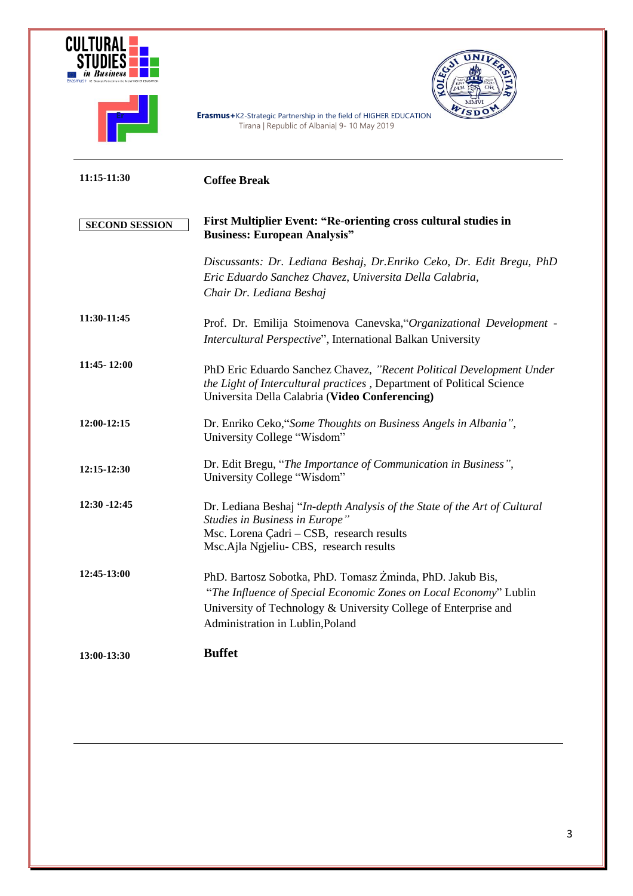| | |
|---|---|
| **11:15-11:30** | **Coffee Break** |
| **SECOND SESSION** | **First Multiplier Event: "Re-orienting cross cultural studies in Business: European Analysis"**<br><br>*Discussants: Dr. Lediana Beshaj, Dr.Enriko Ceko, Dr. Edit Bregu, PhD Eric Eduardo Sanchez Chavez, Universita Della Calabria,*<br>*Chair Dr. Lediana Beshaj* |
| **11:30-11:45** | Prof. Dr. Emilija Stoimenova Canevska,"*Organizational Development - Intercultural Perspective*", International Balkan University |
| **11:45- 12:00** | PhD Eric Eduardo Sanchez Chavez, *"Recent Political Development Under the Light of Intercultural practices* , Department of Political Science Universita Della Calabria (**Video Conferencing)** |
| **12:00-12:15** | Dr. Enriko Ceko,"*Some Thoughts on Business Angels in Albania",* University College "Wisdom" |
| **12:15-12:30** | Dr. Edit Bregu, "*The Importance of Communication in Business",* University College "Wisdom" |
| **12:30 -12:45** | Dr. Lediana Beshaj "*In-depth Analysis of the State of the Art of Cultural Studies in Business in Europe"*<br>Msc. Lorena Çadri – CSB, research results<br>Msc.Ajla Ngjeliu- CBS, research results |
| **12:45-13:00** | PhD. Bartosz Sobotka, PhD. Tomasz Żminda, PhD. Jakub Bis, "*The Influence of Special Economic Zones on Local Economy*" Lublin University of Technology & University College of Enterprise and Administration in Lublin,Poland |
| **13:00-13:30** | **Buffet** |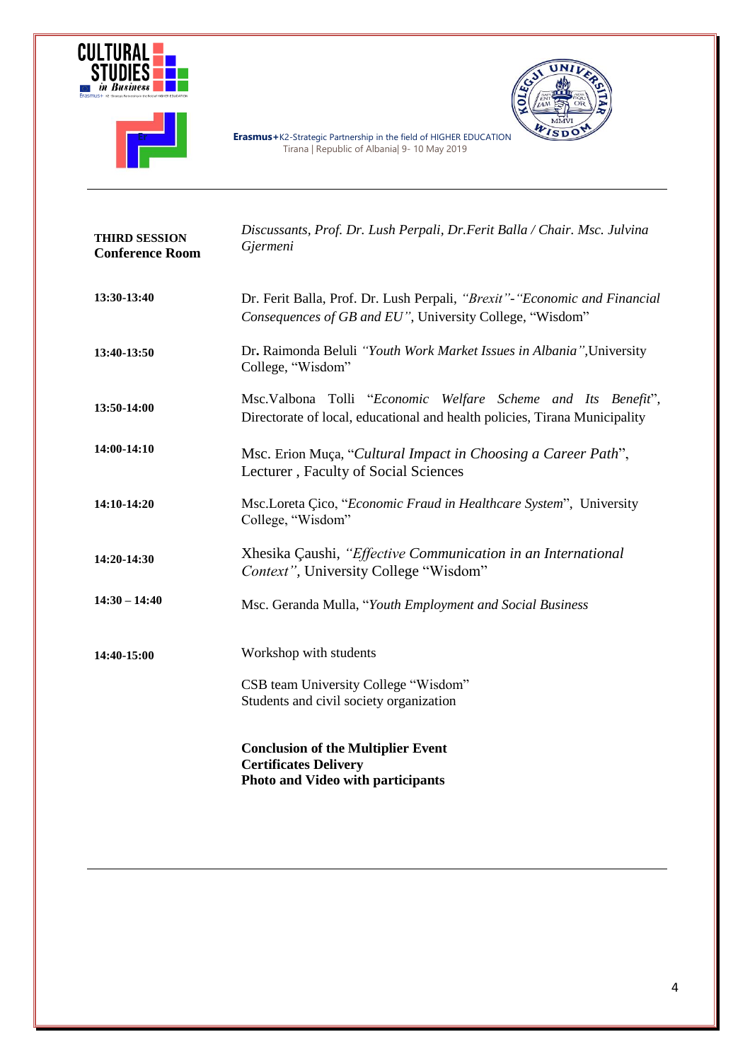| **THIRD SESSION Conference Room** | *Discussants, Prof. Dr. Lush Perpali, Dr.Ferit Balla / Chair. Msc. Julvina Gjermeni* |
|---|---|
| **13:30-13:40** | Dr. Ferit Balla, Prof. Dr. Lush Perpali, *"Brexit"-"Economic and Financial Consequences of GB and EU"*, University College, "Wisdom" |
| **13:40-13:50** | Dr**.** Raimonda Beluli *"Youth Work Market Issues in Albania"*,University College, "Wisdom" |
| **13:50-14:00** | Msc.Valbona Tolli "*Economic Welfare Scheme and Its Benefit*", Directorate of local, educational and health policies, Tirana Municipality |
| **14:00-14:10** | Msc. Erion Muça, "*Cultural Impact in Choosing a Career Path*", Lecturer , Faculty of Social Sciences |
| **14:10-14:20** | Msc.Loreta Çico, "*Economic Fraud in Healthcare System*", University College, "Wisdom" |
| **14:20-14:30** | Xhesika Çaushi, *"Effective Communication in an International Context"*, University College "Wisdom" |
| **14:30 – 14:40** | Msc. Geranda Mulla, "*Youth Employment and Social Business* |
| **14:40-15:00** | Workshop with students<br><br>CSB team University College "Wisdom"<br>Students and civil society organization |

**Conclusion of the Multiplier Event**
**Certificates Delivery**
**Photo and Video with participants**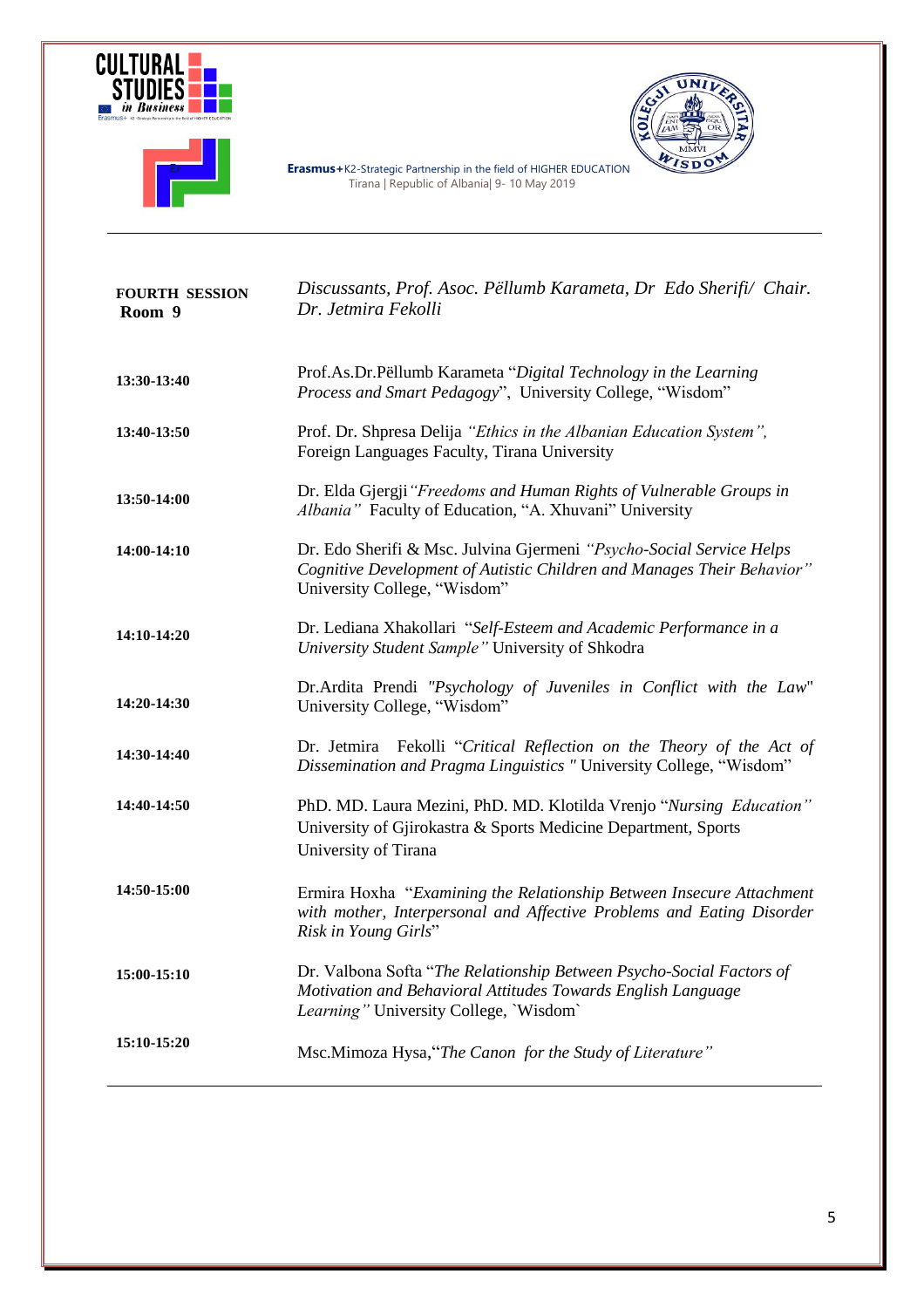| **FOURTH SESSION Room 9** | *Discussants, Prof. Asoc. Pëllumb Karameta, Dr Edo Sherifi/ Chair. Dr. Jetmira Fekolli* |
|---|---|
| **13:30-13:40** | Prof.As.Dr.Pëllumb Karameta "*Digital Technology in the Learning Process and Smart Pedagogy*", University College, "Wisdom" |
| **13:40-13:50** | Prof. Dr. Shpresa Delija *"Ethics in the Albanian Education System"*, Foreign Languages Faculty, Tirana University |
| **13:50-14:00** | Dr. Elda Gjergji *"Freedoms and Human Rights of Vulnerable Groups in Albania"* Faculty of Education, "A. Xhuvani" University |
| **14:00-14:10** | Dr. Edo Sherifi & Msc. Julvina Gjermeni *"Psycho-Social Service Helps Cognitive Development of Autistic Children and Manages Their Behavior"* University College, "Wisdom" |
| **14:10-14:20** | Dr. Lediana Xhakollari "*Self-Esteem and Academic Performance in a University Student Sample"* University of Shkodra |
| **14:20-14:30** | Dr.Ardita Prendi *"Psychology of Juveniles in Conflict with the Law"* University College, "Wisdom" |
| **14:30-14:40** | Dr. Jetmira Fekolli "*Critical Reflection on the Theory of the Act of Dissemination and Pragma Linguistics "* University College, "Wisdom" |
| **14:40-14:50** | PhD. MD. Laura Mezini, PhD. MD. Klotilda Vrenjo "*Nursing Education"* University of Gjirokastra & Sports Medicine Department, Sports University of Tirana |
| **14:50-15:00** | Ermira Hoxha "*Examining the Relationship Between Insecure Attachment with mother, Interpersonal and Affective Problems and Eating Disorder Risk in Young Girls*" |
| **15:00-15:10** | Dr. Valbona Softa "*The Relationship Between Psycho-Social Factors of Motivation and Behavioral Attitudes Towards English Language Learning"* University College, `Wisdom` |
| **15:10-15:20** | Msc.Mimoza Hysa,"*The Canon for the Study of Literature"* |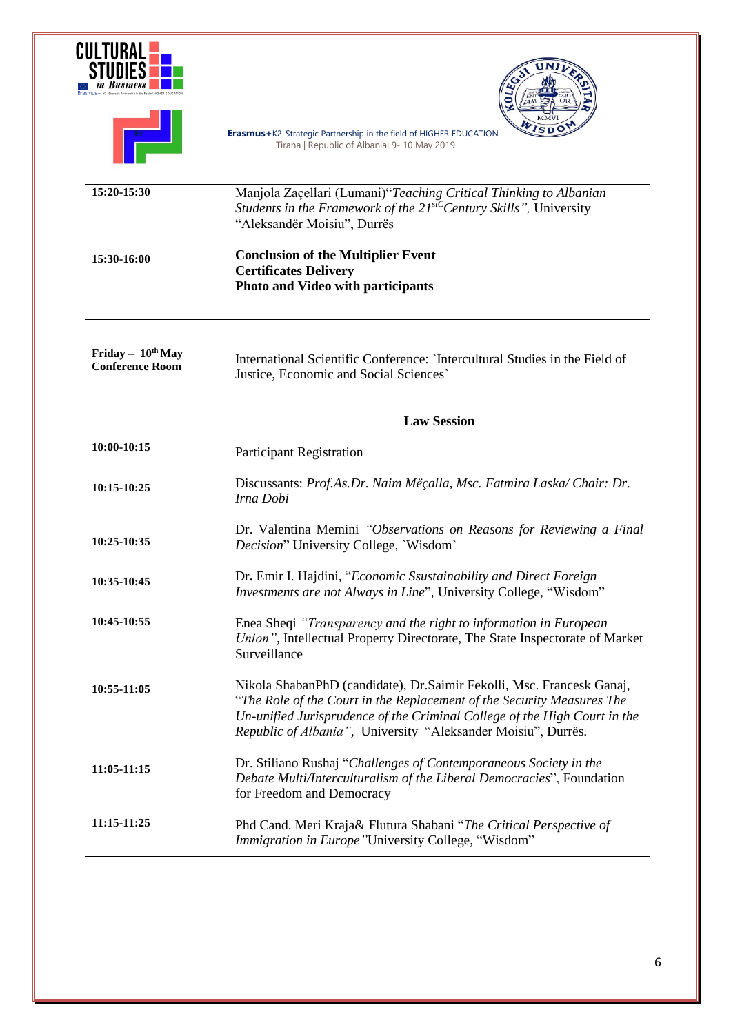| | |
|---|---|
| **15:20-15:30** | Manjola Zaçellari (Lumani)"*Teaching Critical Thinking to Albanian Students in the Framework of the 21stC Century Skills"*, University "Aleksandër Moisiu", Durrës |
| **15:30-16:00** | **Conclusion of the Multiplier Event**<br>**Certificates Delivery**<br>**Photo and Video with participants** |

| | |
|---|---|
| **Friday – 10th May**<br>**Conference Room** | International Scientific Conference: `Intercultural Studies in the Field of Justice, Economic and Social Sciences` |
| | **Law Session** |
| **10:00-10:15** | Participant Registration |
| **10:15-10:25** | Discussants: *Prof.As.Dr. Naim Mëçalla, Msc. Fatmira Laska/ Chair: Dr. Irna Dobi* |
| **10:25-10:35** | Dr. Valentina Memini *"Observations on Reasons for Reviewing a Final Decision*" University College, `Wisdom` |
| **10:35-10:45** | Dr**.** Emir I. Hajdini, "*Economic Ssustainability and Direct Foreign Investments are not Always in Line*", University College, "Wisdom" |
| **10:45-10:55** | Enea Sheqi *"Transparency and the right to information in European Union"*, Intellectual Property Directorate, The State Inspectorate of Market Surveillance |
| **10:55-11:05** | Nikola ShabanPhD (candidate), Dr.Saimir Fekolli, Msc. Francesk Ganaj, "*The Role of the Court in the Replacement of the Security Measures The Un-unified Jurisprudence of the Criminal College of the High Court in the Republic of Albania"*, University "Aleksander Moisiu", Durrës. |
| **11:05-11:15** | Dr. Stiliano Rushaj "*Challenges of Contemporaneous Society in the Debate Multi/Interculturalism of the Liberal Democracies*", Foundation for Freedom and Democracy |
| **11:15-11:25** | Phd Cand. Meri Kraja& Flutura Shabani "*The Critical Perspective of Immigration in Europe"*University College, "Wisdom" |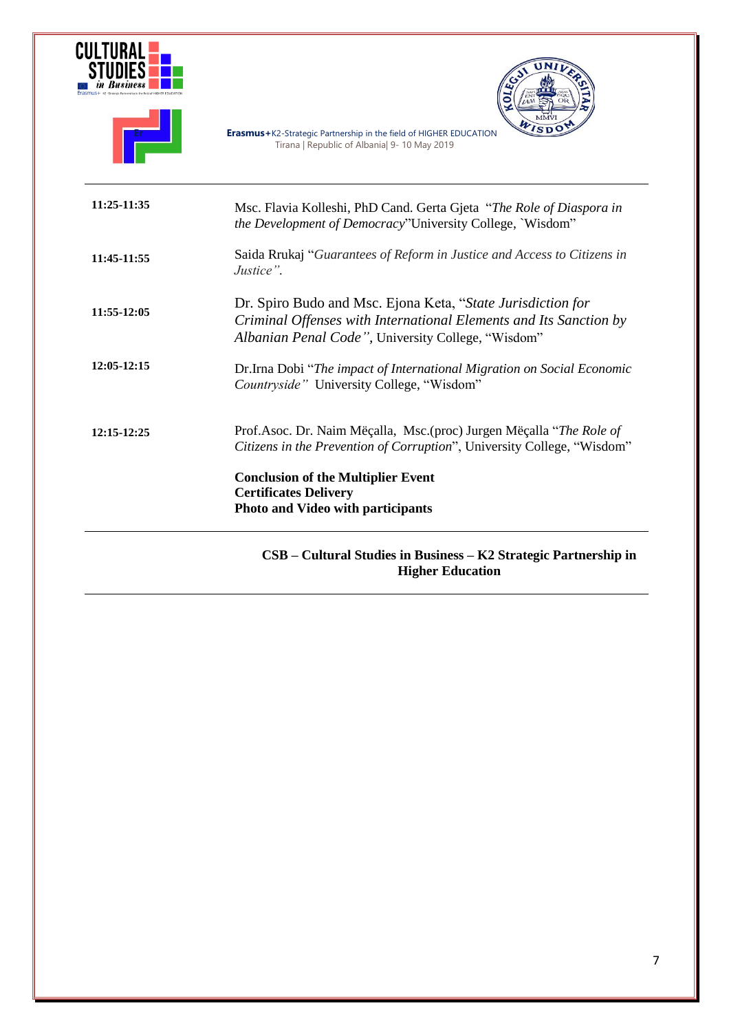| | |
|---|---|
| **11:25-11:35** | Msc. Flavia Kolleshi, PhD Cand. Gerta Gjeta "*The Role of Diaspora in the Development of Democracy*"University College, `Wisdom" |
| **11:45-11:55** | Saida Rrukaj "*Guarantees of Reform in Justice and Access to Citizens in Justice".* |
| **11:55-12:05** | Dr. Spiro Budo and Msc. Ejona Keta, "*State Jurisdiction for Criminal Offenses with International Elements and Its Sanction by Albanian Penal Code"*, University College, "Wisdom" |
| **12:05-12:15** | Dr.Irna Dobi "*The impact of International Migration on Social Economic Countryside"* University College, "Wisdom" |
| **12:15-12:25** | Prof.Asoc. Dr. Naim Mëçalla, Msc.(proc) Jurgen Mëçalla "*The Role of Citizens in the Prevention of Corruption*", University College, "Wisdom" |
| | **Conclusion of the Multiplier Event**<br>**Certificates Delivery**<br>**Photo and Video with participants** |

**CSB – Cultural Studies in Business – K2 Strategic Partnership in Higher Education**